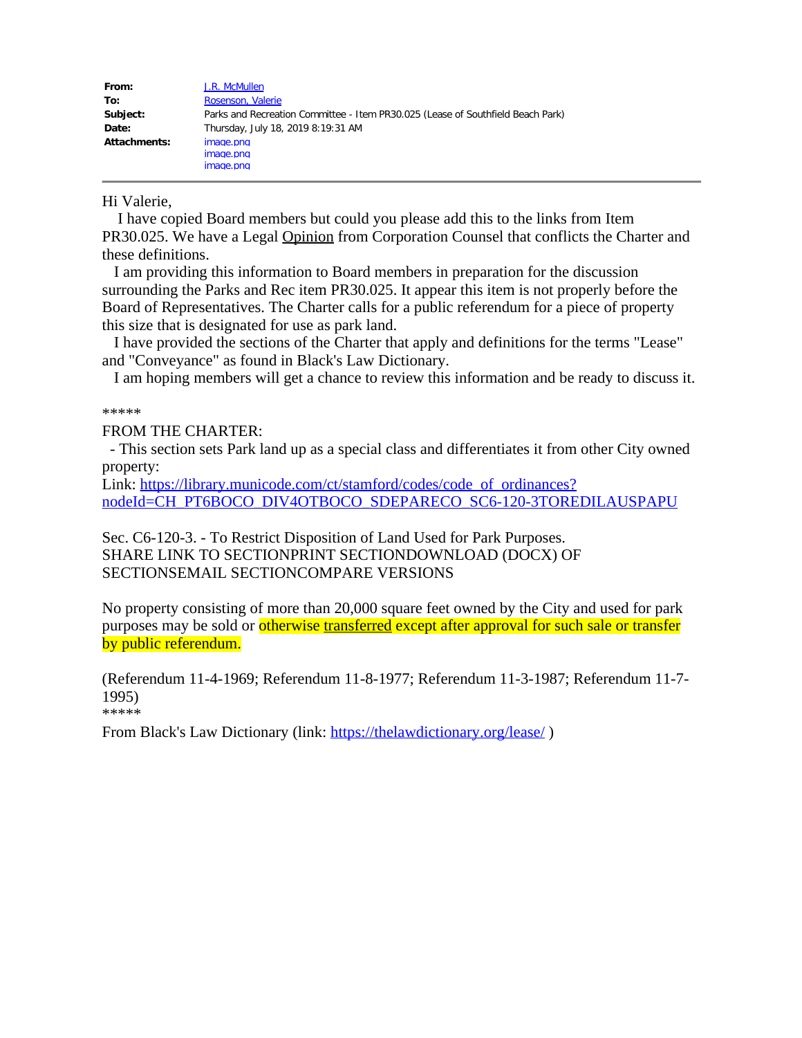| | |
|---|---|
| **From:** | J.R. McMullen |
| **To:** | Rosenson, Valerie |
| **Subject:** | Parks and Recreation Committee - Item PR30.025 (Lease of Southfield Beach Park) |
| **Date:** | Thursday, July 18, 2019 8:19:31 AM |
| **Attachments:** | image.png<br>image.png<br>image.png |

---

Hi Valerie,

I have copied Board members but could you please add this to the links from Item PR30.025. We have a Legal Opinion from Corporation Counsel that conflicts the Charter and these definitions.

I am providing this information to Board members in preparation for the discussion surrounding the Parks and Rec item PR30.025. It appear this item is not properly before the Board of Representatives. The Charter calls for a public referendum for a piece of property this size that is designated for use as park land.

I have provided the sections of the Charter that apply and definitions for the terms "Lease" and "Conveyance" as found in Black's Law Dictionary.

I am hoping members will get a chance to review this information and be ready to discuss it.

*****

FROM THE CHARTER:

- This section sets Park land up as a special class and differentiates it from other City owned property:

Link: https://library.municode.com/ct/stamford/codes/code_of_ordinances?nodeId=CH_PT6BOCO_DIV4OTBOCO_SDEPARECO_SC6-120-3TOREDILAUSPAPU

Sec. C6-120-3. - To Restrict Disposition of Land Used for Park Purposes.
SHARE LINK TO SECTIONPRINT SECTIONDOWNLOAD (DOCX) OF SECTIONSEMAIL SECTIONCOMPARE VERSIONS

No property consisting of more than 20,000 square feet owned by the City and used for park purposes may be sold or otherwise transferred except after approval for such sale or transfer by public referendum.

(Referendum 11-4-1969; Referendum 11-8-1977; Referendum 11-3-1987; Referendum 11-7-1995)

*****

From Black's Law Dictionary (link: https://thelawdictionary.org/lease/ )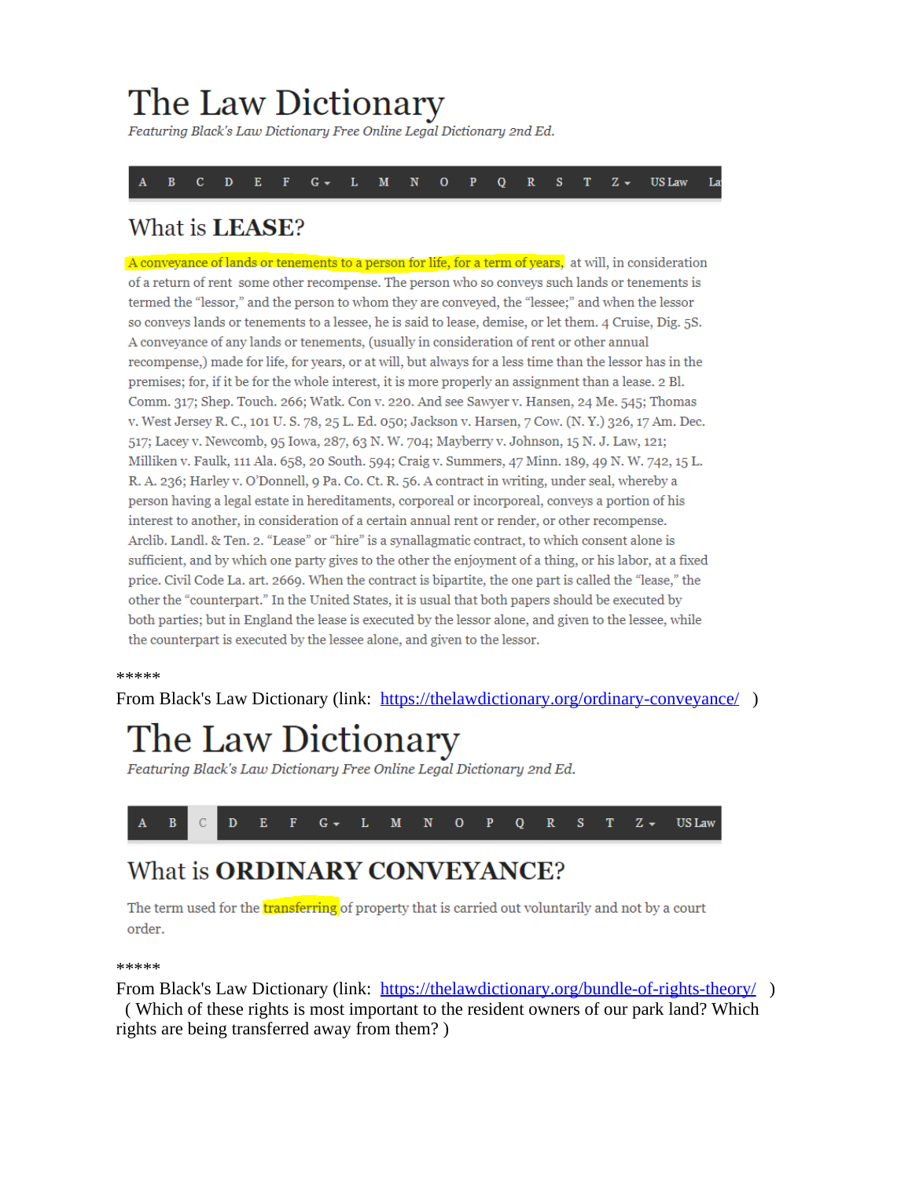# The Law Dictionary

*Featuring Black's Law Dictionary Free Online Legal Dictionary 2nd Ed.*

A B C D E F G L M N O P Q R S T Z US Law La

## What is **LEASE**?

A conveyance of lands or tenements to a person for life, for a term of years, at will, in consideration of a return of rent some other recompense. The person who so conveys such lands or tenements is termed the "lessor," and the person to whom they are conveyed, the "lessee;" and when the lessor so conveys lands or tenements to a lessee, he is said to lease, demise, or let them. 4 Cruise, Dig. 5S. A conveyance of any lands or tenements, (usually in consideration of rent or other annual recompense,) made for life, for years, or at will, but always for a less time than the lessor has in the premises; for, if it be for the whole interest, it is more properly an assignment than a lease. 2 Bl. Comm. 317; Shep. Touch. 266; Watk. Con v. 220. And see Sawyer v. Hansen, 24 Me. 545; Thomas v. West Jersey R. C., 101 U. S. 78, 25 L. Ed. 050; Jackson v. Harsen, 7 Cow. (N. Y.) 326, 17 Am. Dec. 517; Lacey v. Newcomb, 95 Iowa, 287, 63 N. W. 704; Mayberry v. Johnson, 15 N. J. Law, 121; Milliken v. Faulk, 111 Ala. 658, 20 South. 594; Craig v. Summers, 47 Minn. 189, 49 N. W. 742, 15 L. R. A. 236; Harley v. O'Donnell, 9 Pa. Co. Ct. R. 56. A contract in writing, under seal, whereby a person having a legal estate in hereditaments, corporeal or incorporeal, conveys a portion of his interest to another, in consideration of a certain annual rent or render, or other recompense. Arclib. Landl. & Ten. 2. "Lease" or "hire" is a synallagmatic contract, to which consent alone is sufficient, and by which one party gives to the other the enjoyment of a thing, or his labor, at a fixed price. Civil Code La. art. 2669. When the contract is bipartite, the one part is called the "lease," the other the "counterpart." In the United States, it is usual that both papers should be executed by both parties; but in England the lease is executed by the lessor alone, and given to the lessee, while the counterpart is executed by the lessee alone, and given to the lessor.

*****

From Black's Law Dictionary (link: https://thelawdictionary.org/ordinary-conveyance/ )

# The Law Dictionary

*Featuring Black's Law Dictionary Free Online Legal Dictionary 2nd Ed.*

A B C D E F G L M N O P Q R S T Z US Law

## What is **ORDINARY CONVEYANCE**?

The term used for the transferring of property that is carried out voluntarily and not by a court order.

*****

From Black's Law Dictionary (link: https://thelawdictionary.org/bundle-of-rights-theory/ )
( Which of these rights is most important to the resident owners of our park land? Which rights are being transferred away from them? )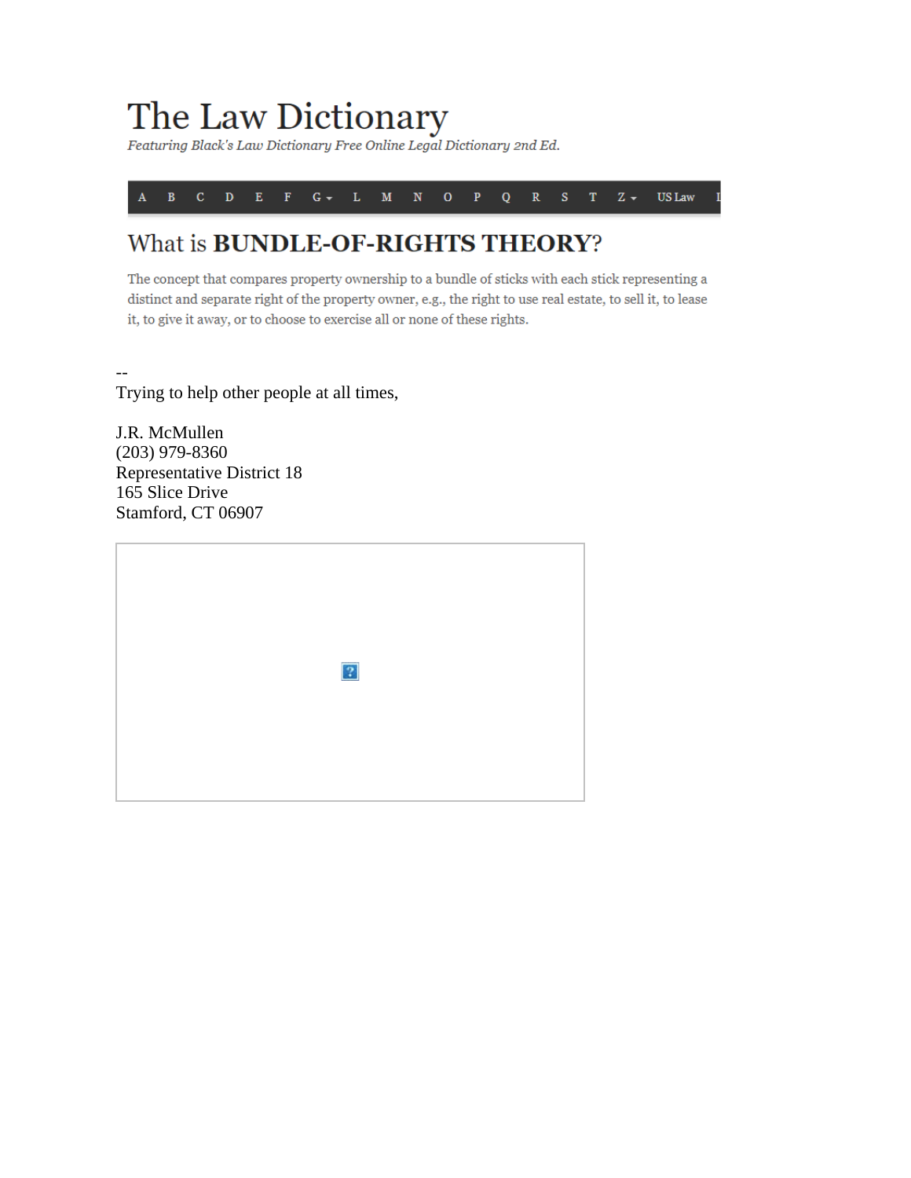# The Law Dictionary

*Featuring Black's Law Dictionary Free Online Legal Dictionary 2nd Ed.*

A B C D E F G L M N O P Q R S T Z US Law

## What is **BUNDLE-OF-RIGHTS THEORY**?

The concept that compares property ownership to a bundle of sticks with each stick representing a distinct and separate right of the property owner, e.g., the right to use real estate, to sell it, to lease it, to give it away, or to choose to exercise all or none of these rights.

--
Trying to help other people at all times,

J.R. McMullen
(203) 979-8360
Representative District 18
165 Slice Drive
Stamford, CT 06907